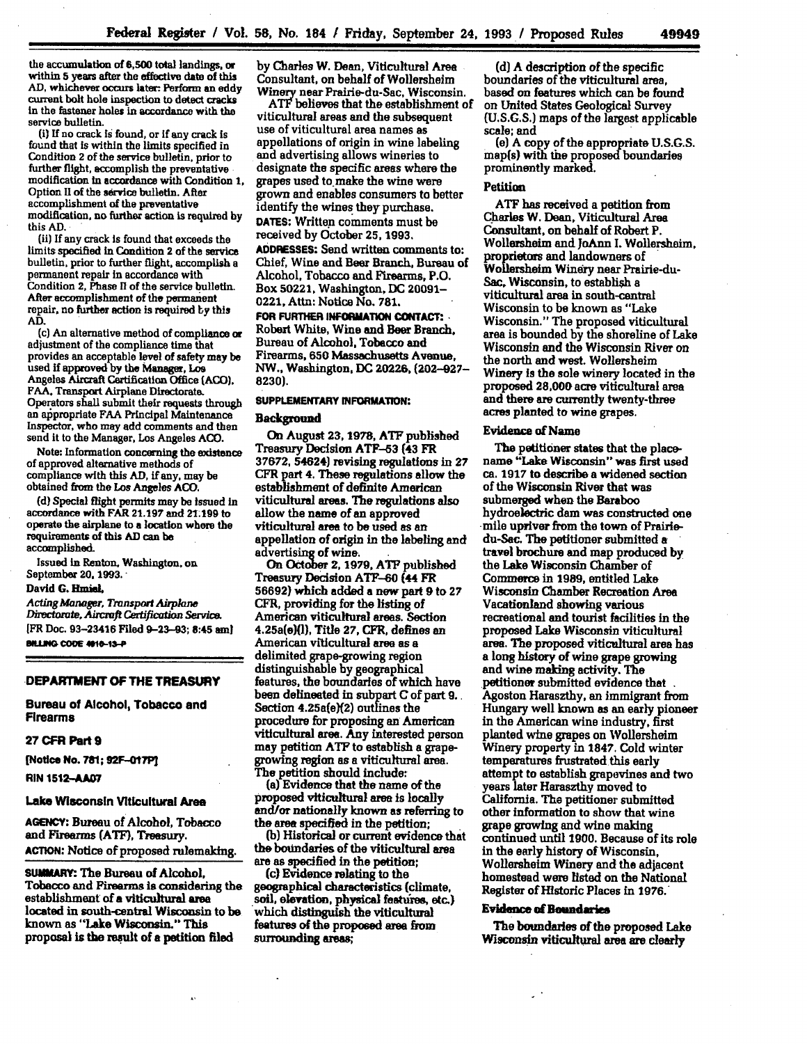the accumulation of 6,500 total landings, or within 5 years after the effective date of this AD, whichever occurs later: Perform an eddy current bolt hole inspection to detect cracks in the fastener holes in accordance with the service bulletin.

(i) If no crack is found, or if any crack is found that is within the limits specified in Condition 2 of the service bulletin, prior to further flight, accomplish the preventative modification in accordance with Condition 1, Option II of the service bulletin. After accomplishment of the preventative modification, no further action is required by this AD.

(ii) If any crack is found that exceeds the limits specified in Condition 2 of the service bulletin, prior to further flight, accomplish a permanent repair in accordance with Condition 2, Phase II of the service bulletin. After accomplishment of the permanent repair, no further action is required by this AD.

(c) An alternative method of compliance or adjustment of the compliance time that provides an acceptable level of safety may be used if approved by the Manager, Los Angeles Aircraft Certification Office (ACO), FAA, Transport Airplane Directorate. Operators shall submit their requests through an appropriate FAA Principal Maintenance Inspector, who may add comments and then send it to the Manager, Los Angeles ACO.

Note: Information concerning the existence of approved alternative methods of compliance with this AD, if any, may be obtained from the Los Angeles ACO.

(d) Special flight permits may be issued in accordance with FAR 21.197 and 21.199 to operate the airplane to a location where the requirements of this AD can be accomplished.

Issued in Renton, Washington, on September 20, 1993.

**David G. Hmiel,**

*Acting Manager, Transport Airplane Directorate, Aircraft Certification Service.*

[FR Doc. 93-23416 Filed 9-23-93; 8:45 am]

BILLING CODE 4910-13-P

---

## DEPARTMENT OF THE TREASURY

## Bureau of Alcohol, Tobacco and Firearms

## 27 CFR Part 9

**[Notice No. 781; 92F-017P]**

**RIN 1512-AA07**

## Lake Wisconsin Viticultural Area

**AGENCY:** Bureau of Alcohol, Tobacco and Firearms (ATF), Treasury.

**ACTION:** Notice of proposed rulemaking.

**SUMMARY:** The Bureau of Alcohol, Tobacco and Firearms is considering the establishment of a viticultural area located in south-central Wisconsin to be known as "Lake Wisconsin." This proposal is the result of a petition filed by Charles W. Dean, Viticultural Area Consultant, on behalf of Wollersheim Winery near Prairie-du-Sac, Wisconsin.

ATF believes that the establishment of viticultural areas and the subsequent use of viticultural area names as appellations of origin in wine labeling and advertising allows wineries to designate the specific areas where the grapes used to make the wine were grown and enables consumers to better identify the wines they purchase.

**DATES:** Written comments must be received by October 25, 1993.

**ADDRESSES:** Send written comments to: Chief, Wine and Beer Branch, Bureau of Alcohol, Tobacco and Firearms, P.O. Box 50221, Washington, DC 20091-0221, Attn: Notice No. 781.

**FOR FURTHER INFORMATION CONTACT:** Robert White, Wine and Beer Branch, Bureau of Alcohol, Tobacco and Firearms, 650 Massachusetts Avenue, NW., Washington, DC 20226, (202-927-8230).

**SUPPLEMENTARY INFORMATION:**

### Background

On August 23, 1978, ATF published Treasury Decision ATF-53 (43 FR 37672, 54624) revising regulations in 27 CFR part 4. These regulations allow the establishment of definite American viticultural areas. The regulations also allow the name of an approved viticultural area to be used as an appellation of origin in the labeling and advertising of wine.

On October 2, 1979, ATF published Treasury Decision ATF-60 (44 FR 56692) which added a new part 9 to 27 CFR, providing for the listing of American viticultural areas. Section 4.25a(e)(l), Title 27, CFR, defines an American viticultural area as a delimited grape-growing region distinguishable by geographical features, the boundaries of which have been delineated in subpart C of part 9. Section 4.25a(e)(2) outlines the procedure for proposing an American viticultural area. Any interested person may petition ATF to establish a grape-growing region as a viticultural area. The petition should include:

(a) Evidence that the name of the proposed viticultural area is locally and/or nationally known as referring to the area specified in the petition;

(b) Historical or current evidence that the boundaries of the viticultural area are as specified in the petition;

(c) Evidence relating to the geographical characteristics (climate, soil, elevation, physical features, etc.) which distinguish the viticultural features of the proposed area from surrounding areas;

(d) A description of the specific boundaries of the viticultural area, based on features which can be found on United States Geological Survey (U.S.G.S.) maps of the largest applicable scale; and

(e) A copy of the appropriate U.S.G.S. map(s) with the proposed boundaries prominently marked.

### Petition

ATF has received a petition from Charles W. Dean, Viticultural Area Consultant, on behalf of Robert P. Wollersheim and JoAnn I. Wollersheim, proprietors and landowners of Wollersheim Winery near Prairie-du-Sac, Wisconsin, to establish a viticultural area in south-central Wisconsin to be known as "Lake Wisconsin." The proposed viticultural area is bounded by the shoreline of Lake Wisconsin and the Wisconsin River on the north and west. Wollersheim Winery is the sole winery located in the proposed 28,000 acre viticultural area and there are currently twenty-three acres planted to wine grapes.

### Evidence of Name

The petitioner states that the place-name "Lake Wisconsin" was first used ca. 1917 to describe a widened section of the Wisconsin River that was submerged when the Baraboo hydroelectric dam was constructed one mile upriver from the town of Prairie-du-Sac. The petitioner submitted a travel brochure and map produced by the Lake Wisconsin Chamber of Commerce in 1989, entitled Lake Wisconsin Chamber Recreation Area Vacationland showing various recreational and tourist facilities in the proposed Lake Wisconsin viticultural area. The proposed viticultural area has a long history of wine grape growing and wine making activity. The petitioner submitted evidence that Agoston Haraszthy, an immigrant from Hungary well known as an early pioneer in the American wine industry, first planted wine grapes on Wollersheim Winery property in 1847. Cold winter temperatures frustrated this early attempt to establish grapevines and two years later Haraszthy moved to California. The petitioner submitted other information to show that wine grape growing and wine making continued until 1900. Because of its role in the early history of Wisconsin, Wollersheim Winery and the adjacent homestead were listed on the National Register of Historic Places in 1976.

### Evidence of Boundaries

The boundaries of the proposed Lake Wisconsin viticultural area are clearly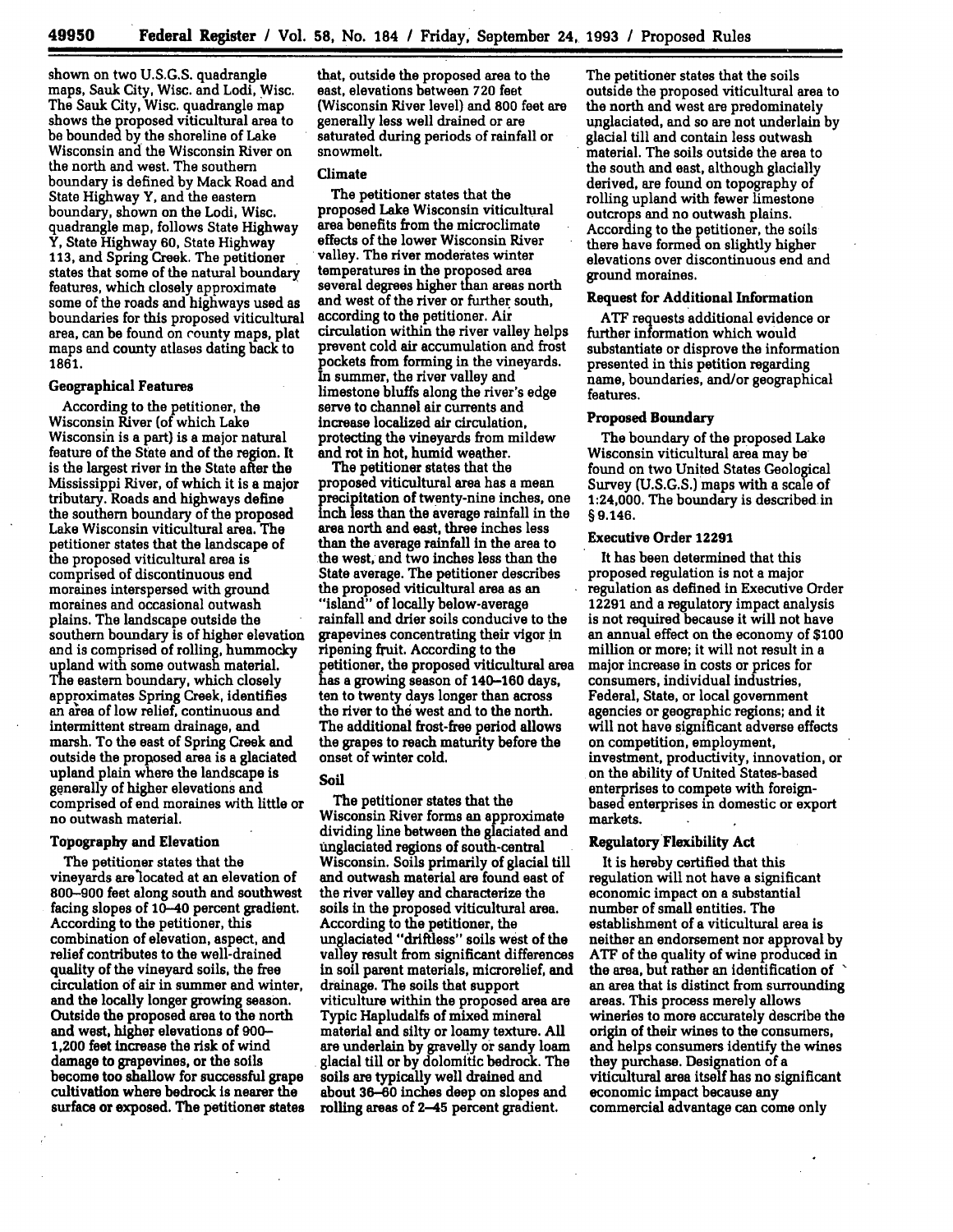shown on two U.S.G.S. quadrangle maps, Sauk City, Wisc. and Lodi, Wisc. The Sauk City, Wisc. quadrangle map shows the proposed viticultural area to be bounded by the shoreline of Lake Wisconsin and the Wisconsin River on the north and west. The southern boundary is defined by Mack Road and State Highway Y, and the eastern boundary, shown on the Lodi, Wisc. quadrangle map, follows State Highway Y, State Highway 60, State Highway 113, and Spring Creek. The petitioner states that some of the natural boundary features, which closely approximate some of the roads and highways used as boundaries for this proposed viticultural area, can be found on county maps, plat maps and county atlases dating back to 1861.

### Geographical Features

According to the petitioner, the Wisconsin River (of which Lake Wisconsin is a part) is a major natural feature of the State and of the region. It is the largest river in the State after the Mississippi River, of which it is a major tributary. Roads and highways define the southern boundary of the proposed Lake Wisconsin viticultural area. The petitioner states that the landscape of the proposed viticultural area is comprised of discontinuous end moraines interspersed with ground moraines and occasional outwash plains. The landscape outside the southern boundary is of higher elevation and is comprised of rolling, hummocky upland with some outwash material. The eastern boundary, which closely approximates Spring Creek, identifies an area of low relief, continuous and intermittent stream drainage, and marsh. To the east of Spring Creek and outside the proposed area is a glaciated upland plain where the landscape is generally of higher elevations and comprised of end moraines with little or no outwash material.

### Topography and Elevation

The petitioner states that the vineyards are located at an elevation of 800–900 feet along south and southwest facing slopes of 10–40 percent gradient. According to the petitioner, this combination of elevation, aspect, and relief contributes to the well-drained quality of the vineyard soils, the free circulation of air in summer and winter, and the locally longer growing season. Outside the proposed area to the north and west, higher elevations of 900–1,200 feet increase the risk of wind damage to grapevines, or the soils become too shallow for successful grape cultivation where bedrock is nearer the surface or exposed. The petitioner states that, outside the proposed area to the east, elevations between 720 feet (Wisconsin River level) and 800 feet are generally less well drained or are saturated during periods of rainfall or snowmelt.

### Climate

The petitioner states that the proposed Lake Wisconsin viticultural area benefits from the microclimate effects of the lower Wisconsin River valley. The river moderates winter temperatures in the proposed area several degrees higher than areas north and west of the river or further south, according to the petitioner. Air circulation within the river valley helps prevent cold air accumulation and frost pockets from forming in the vineyards. In summer, the river valley and limestone bluffs along the river's edge serve to channel air currents and increase localized air circulation, protecting the vineyards from mildew and rot in hot, humid weather.

The petitioner states that the proposed viticultural area has a mean precipitation of twenty-nine inches, one inch less than the average rainfall in the area north and east, three inches less than the average rainfall in the area to the west, and two inches less than the State average. The petitioner describes the proposed viticultural area as an "island" of locally below-average rainfall and drier soils conducive to the grapevines concentrating their vigor in ripening fruit. According to the petitioner, the proposed viticultural area has a growing season of 140–160 days, ten to twenty days longer than across the river to the west and to the north. The additional frost-free period allows the grapes to reach maturity before the onset of winter cold.

### Soil

The petitioner states that the Wisconsin River forms an approximate dividing line between the glaciated and unglaciated regions of south-central Wisconsin. Soils primarily of glacial till and outwash material are found east of the river valley and characterize the soils in the proposed viticultural area. According to the petitioner, the unglaciated "driftless" soils west of the valley result from significant differences in soil parent materials, microrelief, and drainage. The soils that support viticulture within the proposed area are Typic Hapludalfs of mixed mineral material and silty or loamy texture. All are underlain by gravelly or sandy loam glacial till or by dolomitic bedrock. The soils are typically well drained and about 36–60 inches deep on slopes and rolling areas of 2–45 percent gradient.

The petitioner states that the soils outside the proposed viticultural area to the north and west are predominately unglaciated, and so are not underlain by glacial till and contain less outwash material. The soils outside the area to the south and east, although glacially derived, are found on topography of rolling upland with fewer limestone outcrops and no outwash plains. According to the petitioner, the soils there have formed on slightly higher elevations over discontinuous end and ground moraines.

### Request for Additional Information

ATF requests additional evidence or further information which would substantiate or disprove the information presented in this petition regarding name, boundaries, and/or geographical features.

### Proposed Boundary

The boundary of the proposed Lake Wisconsin viticultural area may be found on two United States Geological Survey (U.S.G.S.) maps with a scale of 1:24,000. The boundary is described in § 9.146.

### Executive Order 12291

It has been determined that this proposed regulation is not a major regulation as defined in Executive Order 12291 and a regulatory impact analysis is not required because it will not have an annual effect on the economy of $100 million or more; it will not result in a major increase in costs or prices for consumers, individual industries, Federal, State, or local government agencies or geographic regions; and it will not have significant adverse effects on competition, employment, investment, productivity, innovation, or on the ability of United States-based enterprises to compete with foreign-based enterprises in domestic or export markets.

### Regulatory Flexibility Act

It is hereby certified that this regulation will not have a significant economic impact on a substantial number of small entities. The establishment of a viticultural area is neither an endorsement nor approval by ATF of the quality of wine produced in the area, but rather an identification of an area that is distinct from surrounding areas. This process merely allows wineries to more accurately describe the origin of their wines to the consumers, and helps consumers identify the wines they purchase. Designation of a viticultural area itself has no significant economic impact because any commercial advantage can come only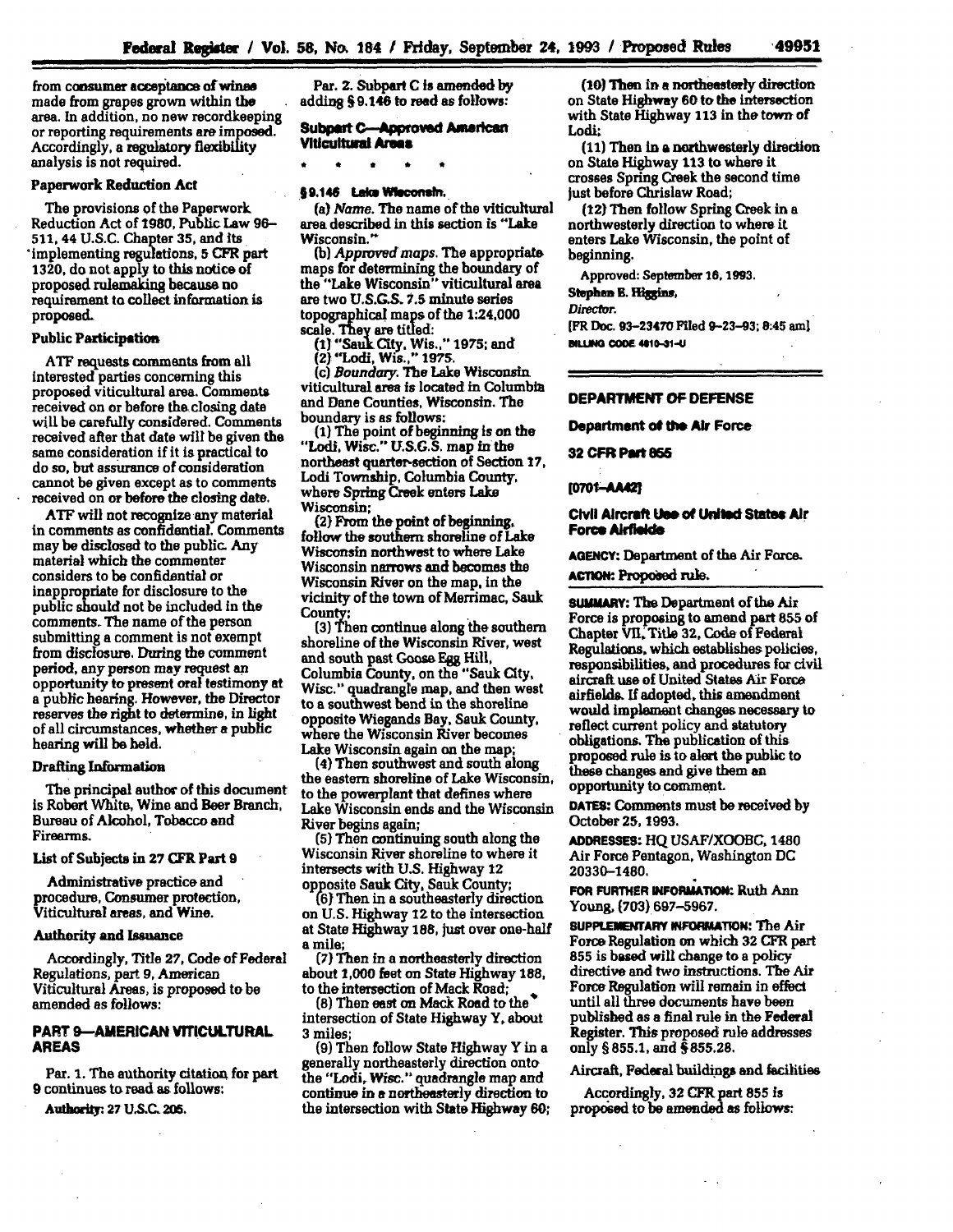from consumer acceptance of wines made from grapes grown within the area. In addition, no new recordkeeping or reporting requirements are imposed. Accordingly, a regulatory flexibility analysis is not required.

**Paperwork Reduction Act**

The provisions of the Paperwork Reduction Act of 1980, Public Law 96-511, 44 U.S.C. Chapter 35, and its implementing regulations, 5 CFR part 1320, do not apply to this notice of proposed rulemaking because no requirement to collect information is proposed.

**Public Participation**

ATF requests comments from all interested parties concerning this proposed viticultural area. Comments received on or before the closing date will be carefully considered. Comments received after that date will be given the same consideration if it is practical to do so, but assurance of consideration cannot be given except as to comments received on or before the closing date.

ATF will not recognize any material in comments as confidential. Comments may be disclosed to the public. Any material which the commenter considers to be confidential or inappropriate for disclosure to the public should not be included in the comments. The name of the person submitting a comment is not exempt from disclosure. During the comment period, any person may request an opportunity to present oral testimony at a public hearing. However, the Director reserves the right to determine, in light of all circumstances, whether a public hearing will be held.

**Drafting Information**

The principal author of this document is Robert White, Wine and Beer Branch, Bureau of Alcohol, Tobacco and Firearms.

**List of Subjects in 27 CFR Part 9**

Administrative practice and procedure, Consumer protection, Viticultural areas, and Wine.

**Authority and Issuance**

Accordingly, Title 27, Code of Federal Regulations, part 9, American Viticultural Areas, is proposed to be amended as follows:

## PART 9—AMERICAN VITICULTURAL AREAS

Par. 1. The authority citation for part 9 continues to read as follows:

**Authority:** 27 U.S.C. 205.

Par. 2. Subpart C is amended by adding § 9.146 to read as follows:

### Subpart C—Approved American Viticultural Areas

\* \* \* \* \*

**§ 9.146 Lake Wisconsin.**

(a) *Name.* The name of the viticultural area described in this section is "Lake Wisconsin."

(b) *Approved maps.* The appropriate maps for determining the boundary of the "Lake Wisconsin" viticultural area are two U.S.G.S. 7.5 minute series topographical maps of the 1:24,000 scale. They are titled:

(1) "Sauk City, Wis.," 1975; and

(2) "Lodi, Wis.," 1975.

(c) *Boundary.* The Lake Wisconsin viticultural area is located in Columbia and Dane Counties, Wisconsin. The boundary is as follows:

(1) The point of beginning is on the "Lodi, Wisc." U.S.G.S. map in the northeast quarter-section of Section 17, Lodi Township, Columbia County, where Spring Creek enters Lake Wisconsin;

(2) From the point of beginning, follow the southern shoreline of Lake Wisconsin northwest to where Lake Wisconsin narrows and becomes the Wisconsin River on the map, in the vicinity of the town of Merrimac, Sauk County;

(3) Then continue along the southern shoreline of the Wisconsin River, west and south past Goose Egg Hill, Columbia County, on the "Sauk City, Wisc." quadrangle map, and then west to a southwest bend in the shoreline opposite Wiegands Bay, Sauk County, where the Wisconsin River becomes Lake Wisconsin again on the map;

(4) Then southwest and south along the eastern shoreline of Lake Wisconsin, to the powerplant that defines where Lake Wisconsin ends and the Wisconsin River begins again;

(5) Then continuing south along the Wisconsin River shoreline to where it intersects with U.S. Highway 12 opposite Sauk City, Sauk County;

(6) Then in a southeasterly direction on U.S. Highway 12 to the intersection at State Highway 188, just over one-half a mile;

(7) Then in a northeasterly direction about 1,000 feet on State Highway 188, to the intersection of Mack Road;

(8) Then east on Mack Road to the intersection of State Highway Y, about 3 miles;

(9) Then follow State Highway Y in a generally northeasterly direction onto the "Lodi, Wisc." quadrangle map and continue in a northeasterly direction to the intersection with State Highway 60;

(10) Then in a northeasterly direction on State Highway 60 to the intersection with State Highway 113 in the town of Lodi;

(11) Then in a northwesterly direction on State Highway 113 to where it crosses Spring Creek the second time just before Chrislaw Road;

(12) Then follow Spring Creek in a northwesterly direction to where it enters Lake Wisconsin, the point of beginning.

Approved: September 16, 1993.

**Stephen E. Higgins,**

*Director.*

[FR Doc. 93-23470 Filed 9-23-93; 8:45 am]

**BILLING CODE 4810-31-U**

---

## DEPARTMENT OF DEFENSE

### Department of the Air Force

### 32 CFR Part 855

**[0701-AA42]**

### Civil Aircraft Use of United States Air Force Airfields

**AGENCY:** Department of the Air Force.

**ACTION:** Proposed rule.

**SUMMARY:** The Department of the Air Force is proposing to amend part 855 of Chapter VII, Title 32, Code of Federal Regulations, which establishes policies, responsibilities, and procedures for civil aircraft use of United States Air Force airfields. If adopted, this amendment would implement changes necessary to reflect current policy and statutory obligations. The publication of this proposed rule is to alert the public to these changes and give them an opportunity to comment.

**DATES:** Comments must be received by October 25, 1993.

**ADDRESSES:** HQ USAF/XOOBC, 1480 Air Force Pentagon, Washington DC 20330-1480.

**FOR FURTHER INFORMATION:** Ruth Ann Young, (703) 697-5967.

**SUPPLEMENTARY INFORMATION:** The Air Force Regulation on which 32 CFR part 855 is based will change to a policy directive and two instructions. The Air Force Regulation will remain in effect until all three documents have been published as a final rule in the Federal Register. This proposed rule addresses only § 855.1, and § 855.28.

Aircraft, Federal buildings and facilities

Accordingly, 32 CFR part 855 is proposed to be amended as follows: